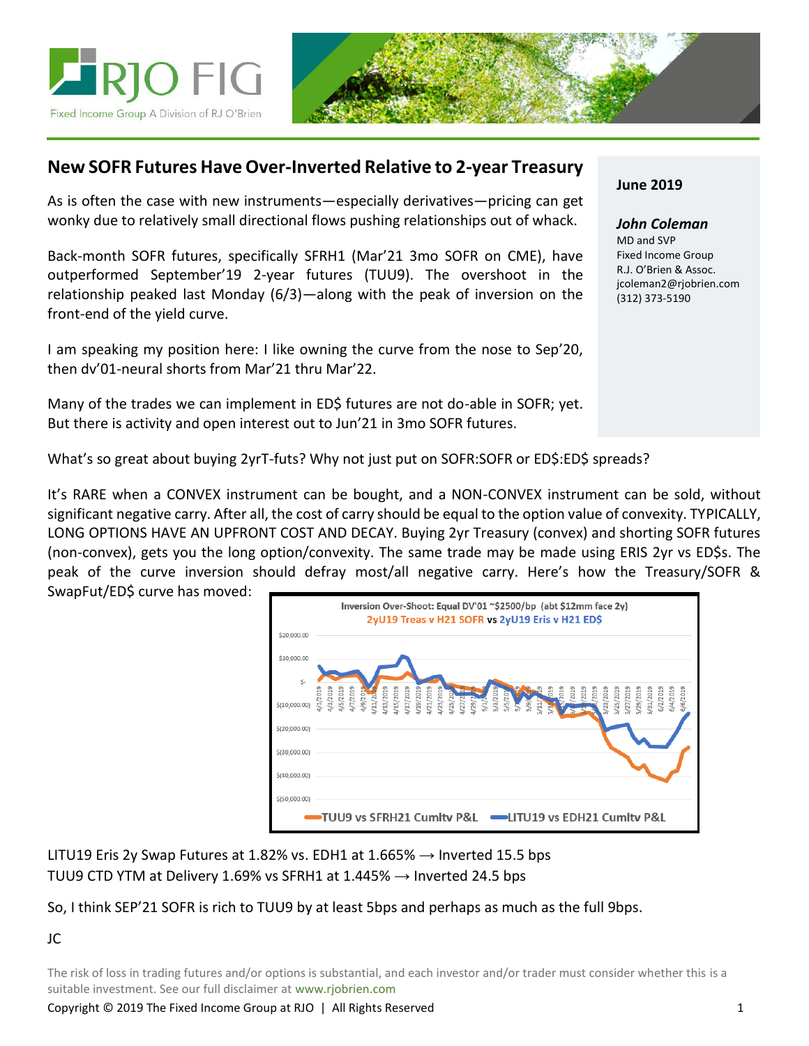# New SOFR Futures Have Over-Inverted Relative to 2-year Treasury

**June 2019**

***John Coleman***
MD and SVP
Fixed Income Group
R.J. O'Brien & Assoc.
jcoleman2@rjobrien.com
(312) 373-5190

As is often the case with new instruments—especially derivatives—pricing can get wonky due to relatively small directional flows pushing relationships out of whack.

Back-month SOFR futures, specifically SFRH1 (Mar'21 3mo SOFR on CME), have outperformed September'19 2-year futures (TUU9). The overshoot in the relationship peaked last Monday (6/3)—along with the peak of inversion on the front-end of the yield curve.

I am speaking my position here: I like owning the curve from the nose to Sep'20, then dv'01-neural shorts from Mar'21 thru Mar'22.

Many of the trades we can implement in ED$ futures are not do-able in SOFR; yet. But there is activity and open interest out to Jun'21 in 3mo SOFR futures.

What's so great about buying 2yrT-futs? Why not just put on SOFR:SOFR or ED$:ED$ spreads?

It's RARE when a CONVEX instrument can be bought, and a NON-CONVEX instrument can be sold, without significant negative carry. After all, the cost of carry should be equal to the option value of convexity. TYPICALLY, LONG OPTIONS HAVE AN UPFRONT COST AND DECAY. Buying 2yr Treasury (convex) and shorting SOFR futures (non-convex), gets you the long option/convexity. The same trade may be made using ERIS 2yr vs ED$s. The peak of the curve inversion should defray most/all negative carry. Here's how the Treasury/SOFR & SwapFut/ED$ curve has moved:

LITU19 Eris 2y Swap Futures at 1.82% vs. EDH1 at 1.665% → Inverted 15.5 bps
TUU9 CTD YTM at Delivery 1.69% vs SFRH1 at 1.445% → Inverted 24.5 bps

So, I think SEP'21 SOFR is rich to TUU9 by at least 5bps and perhaps as much as the full 9bps.

JC

The risk of loss in trading futures and/or options is substantial, and each investor and/or trader must consider whether this is a suitable investment. See our full disclaimer at www.rjobrien.com

Copyright © 2019 The Fixed Income Group at RJO | All Rights Reserved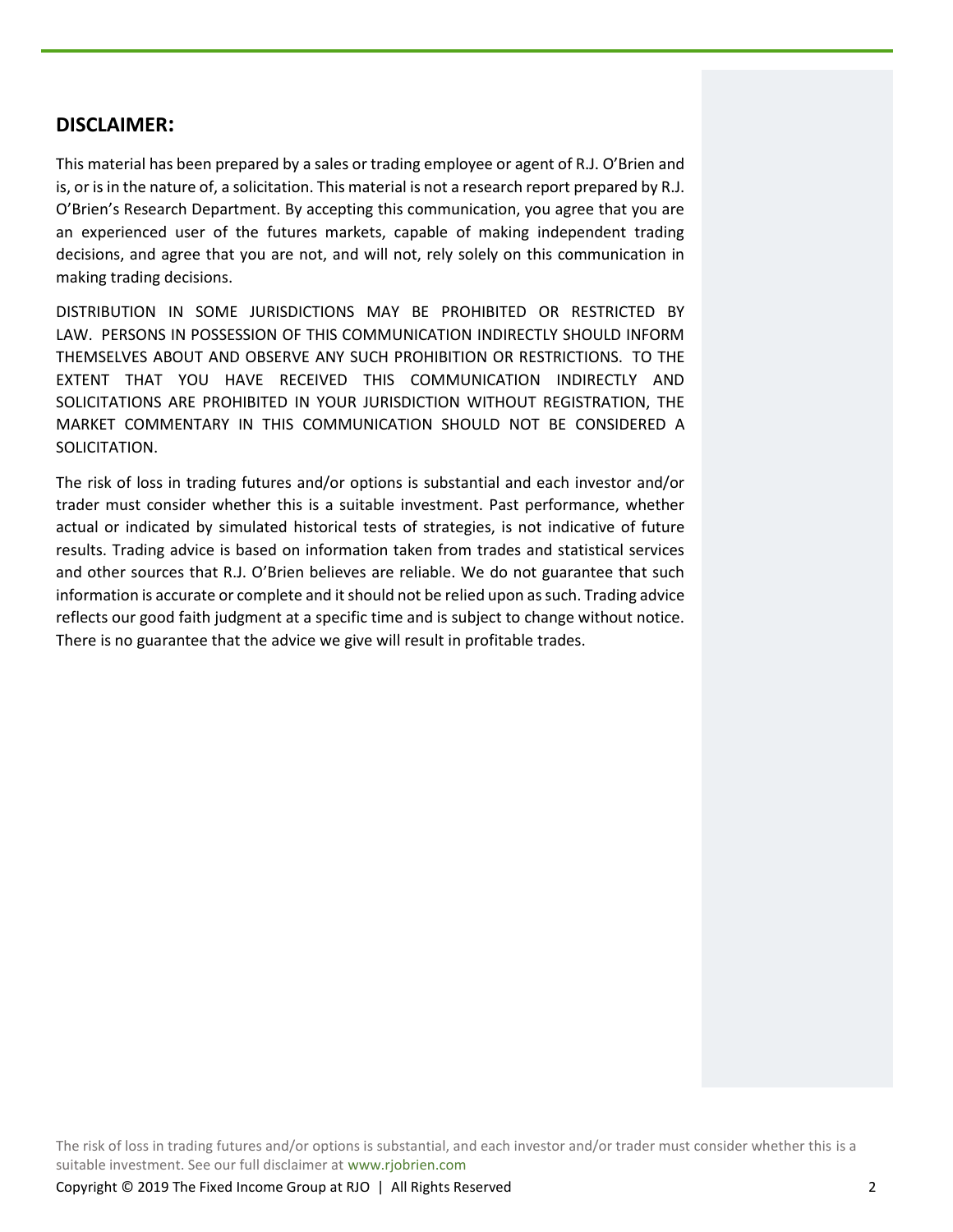## DISCLAIMER:

This material has been prepared by a sales or trading employee or agent of R.J. O'Brien and is, or is in the nature of, a solicitation. This material is not a research report prepared by R.J. O'Brien's Research Department. By accepting this communication, you agree that you are an experienced user of the futures markets, capable of making independent trading decisions, and agree that you are not, and will not, rely solely on this communication in making trading decisions.

DISTRIBUTION IN SOME JURISDICTIONS MAY BE PROHIBITED OR RESTRICTED BY LAW. PERSONS IN POSSESSION OF THIS COMMUNICATION INDIRECTLY SHOULD INFORM THEMSELVES ABOUT AND OBSERVE ANY SUCH PROHIBITION OR RESTRICTIONS. TO THE EXTENT THAT YOU HAVE RECEIVED THIS COMMUNICATION INDIRECTLY AND SOLICITATIONS ARE PROHIBITED IN YOUR JURISDICTION WITHOUT REGISTRATION, THE MARKET COMMENTARY IN THIS COMMUNICATION SHOULD NOT BE CONSIDERED A SOLICITATION.

The risk of loss in trading futures and/or options is substantial and each investor and/or trader must consider whether this is a suitable investment. Past performance, whether actual or indicated by simulated historical tests of strategies, is not indicative of future results. Trading advice is based on information taken from trades and statistical services and other sources that R.J. O'Brien believes are reliable. We do not guarantee that such information is accurate or complete and it should not be relied upon as such. Trading advice reflects our good faith judgment at a specific time and is subject to change without notice. There is no guarantee that the advice we give will result in profitable trades.